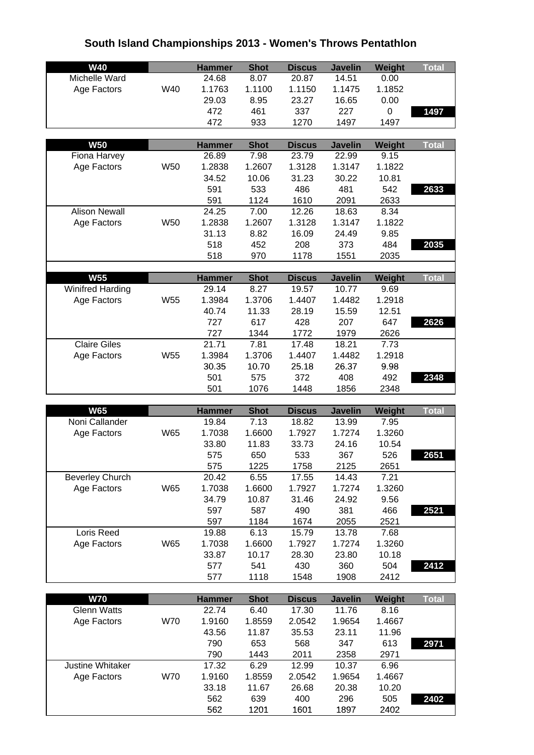# South Island Championships 2013 - Women's Throws Pentathlon

| W40 | | Hammer | Shot | Discus | Javelin | Weight | Total |
|---|---|---|---|---|---|---|---|
| Michelle Ward | | 24.68 | 8.07 | 20.87 | 14.51 | 0.00 | |
| Age Factors | W40 | 1.1763 | 1.1100 | 1.1150 | 1.1475 | 1.1852 | |
| | | 29.03 | 8.95 | 23.27 | 16.65 | 0.00 | |
| | | 472 | 461 | 337 | 227 | 0 | 1497 |
| | | 472 | 933 | 1270 | 1497 | 1497 | |

| W50 | | Hammer | Shot | Discus | Javelin | Weight | Total |
|---|---|---|---|---|---|---|---|
| Fiona Harvey | | 26.89 | 7.98 | 23.79 | 22.99 | 9.15 | |
| Age Factors | W50 | 1.2838 | 1.2607 | 1.3128 | 1.3147 | 1.1822 | |
| | | 34.52 | 10.06 | 31.23 | 30.22 | 10.81 | |
| | | 591 | 533 | 486 | 481 | 542 | 2633 |
| | | 591 | 1124 | 1610 | 2091 | 2633 | |
| Alison Newall | | 24.25 | 7.00 | 12.26 | 18.63 | 8.34 | |
| Age Factors | W50 | 1.2838 | 1.2607 | 1.3128 | 1.3147 | 1.1822 | |
| | | 31.13 | 8.82 | 16.09 | 24.49 | 9.85 | |
| | | 518 | 452 | 208 | 373 | 484 | 2035 |
| | | 518 | 970 | 1178 | 1551 | 2035 | |

| W55 | | Hammer | Shot | Discus | Javelin | Weight | Total |
|---|---|---|---|---|---|---|---|
| Winifred Harding | | 29.14 | 8.27 | 19.57 | 10.77 | 9.69 | |
| Age Factors | W55 | 1.3984 | 1.3706 | 1.4407 | 1.4482 | 1.2918 | |
| | | 40.74 | 11.33 | 28.19 | 15.59 | 12.51 | |
| | | 727 | 617 | 428 | 207 | 647 | 2626 |
| | | 727 | 1344 | 1772 | 1979 | 2626 | |
| Claire Giles | | 21.71 | 7.81 | 17.48 | 18.21 | 7.73 | |
| Age Factors | W55 | 1.3984 | 1.3706 | 1.4407 | 1.4482 | 1.2918 | |
| | | 30.35 | 10.70 | 25.18 | 26.37 | 9.98 | |
| | | 501 | 575 | 372 | 408 | 492 | 2348 |
| | | 501 | 1076 | 1448 | 1856 | 2348 | |

| W65 | | Hammer | Shot | Discus | Javelin | Weight | Total |
|---|---|---|---|---|---|---|---|
| Noni Callander | | 19.84 | 7.13 | 18.82 | 13.99 | 7.95 | |
| Age Factors | W65 | 1.7038 | 1.6600 | 1.7927 | 1.7274 | 1.3260 | |
| | | 33.80 | 11.83 | 33.73 | 24.16 | 10.54 | |
| | | 575 | 650 | 533 | 367 | 526 | 2651 |
| | | 575 | 1225 | 1758 | 2125 | 2651 | |
| Beverley Church | | 20.42 | 6.55 | 17.55 | 14.43 | 7.21 | |
| Age Factors | W65 | 1.7038 | 1.6600 | 1.7927 | 1.7274 | 1.3260 | |
| | | 34.79 | 10.87 | 31.46 | 24.92 | 9.56 | |
| | | 597 | 587 | 490 | 381 | 466 | 2521 |
| | | 597 | 1184 | 1674 | 2055 | 2521 | |
| Loris Reed | | 19.88 | 6.13 | 15.79 | 13.78 | 7.68 | |
| Age Factors | W65 | 1.7038 | 1.6600 | 1.7927 | 1.7274 | 1.3260 | |
| | | 33.87 | 10.17 | 28.30 | 23.80 | 10.18 | |
| | | 577 | 541 | 430 | 360 | 504 | 2412 |
| | | 577 | 1118 | 1548 | 1908 | 2412 | |

| W70 | | Hammer | Shot | Discus | Javelin | Weight | Total |
|---|---|---|---|---|---|---|---|
| Glenn Watts | | 22.74 | 6.40 | 17.30 | 11.76 | 8.16 | |
| Age Factors | W70 | 1.9160 | 1.8559 | 2.0542 | 1.9654 | 1.4667 | |
| | | 43.56 | 11.87 | 35.53 | 23.11 | 11.96 | |
| | | 790 | 653 | 568 | 347 | 613 | 2971 |
| | | 790 | 1443 | 2011 | 2358 | 2971 | |
| Justine Whitaker | | 17.32 | 6.29 | 12.99 | 10.37 | 6.96 | |
| Age Factors | W70 | 1.9160 | 1.8559 | 2.0542 | 1.9654 | 1.4667 | |
| | | 33.18 | 11.67 | 26.68 | 20.38 | 10.20 | |
| | | 562 | 639 | 400 | 296 | 505 | 2402 |
| | | 562 | 1201 | 1601 | 1897 | 2402 | |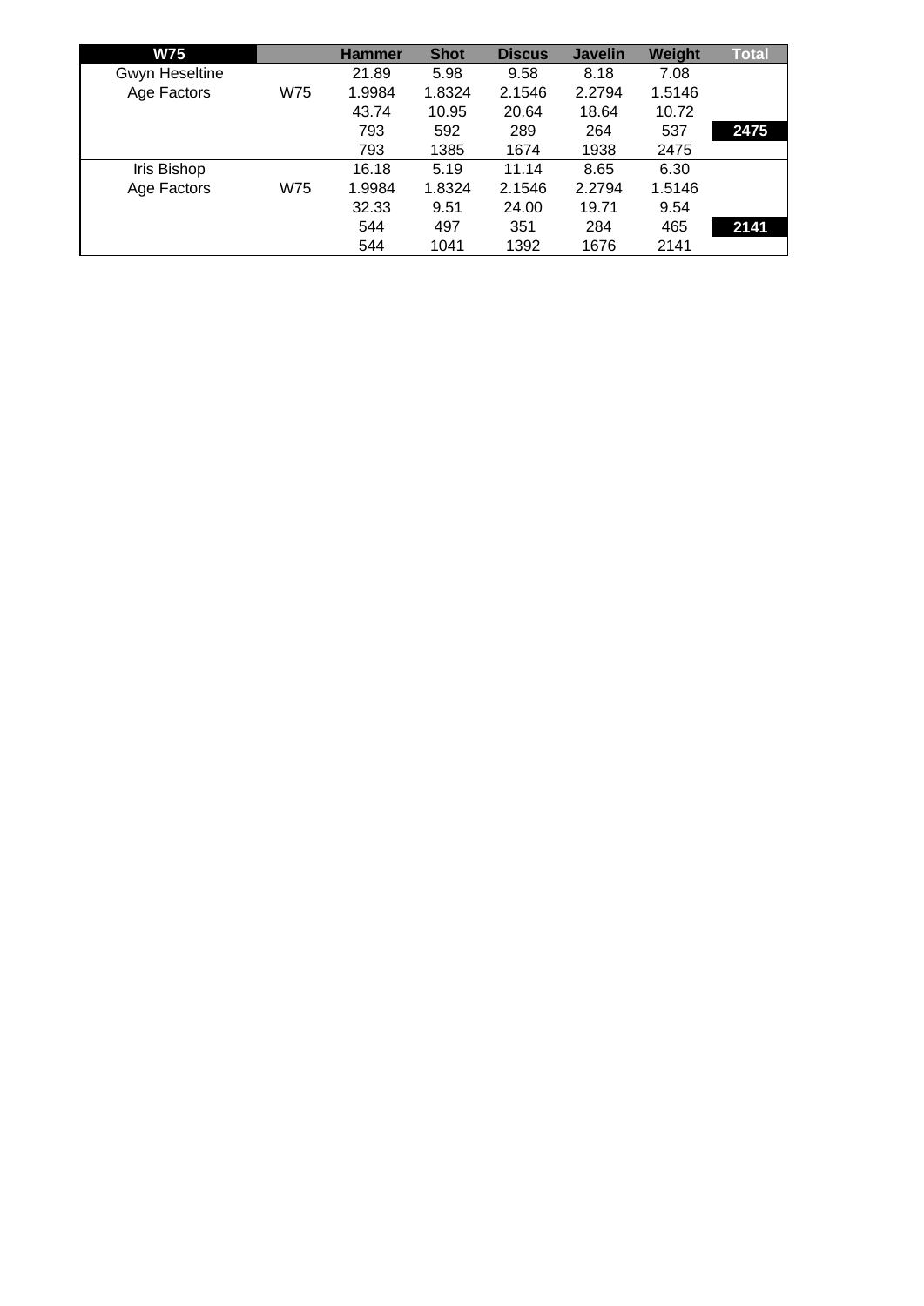| W75 | | Hammer | Shot | Discus | Javelin | Weight | Total |
|---|---|---|---|---|---|---|---|
| Gwyn Heseltine | | 21.89 | 5.98 | 9.58 | 8.18 | 7.08 | |
| Age Factors | W75 | 1.9984 | 1.8324 | 2.1546 | 2.2794 | 1.5146 | |
| | | 43.74 | 10.95 | 20.64 | 18.64 | 10.72 | |
| | | 793 | 592 | 289 | 264 | 537 | 2475 |
| | | 793 | 1385 | 1674 | 1938 | 2475 | |
| Iris Bishop | | 16.18 | 5.19 | 11.14 | 8.65 | 6.30 | |
| Age Factors | W75 | 1.9984 | 1.8324 | 2.1546 | 2.2794 | 1.5146 | |
| | | 32.33 | 9.51 | 24.00 | 19.71 | 9.54 | |
| | | 544 | 497 | 351 | 284 | 465 | 2141 |
| | | 544 | 1041 | 1392 | 1676 | 2141 | |